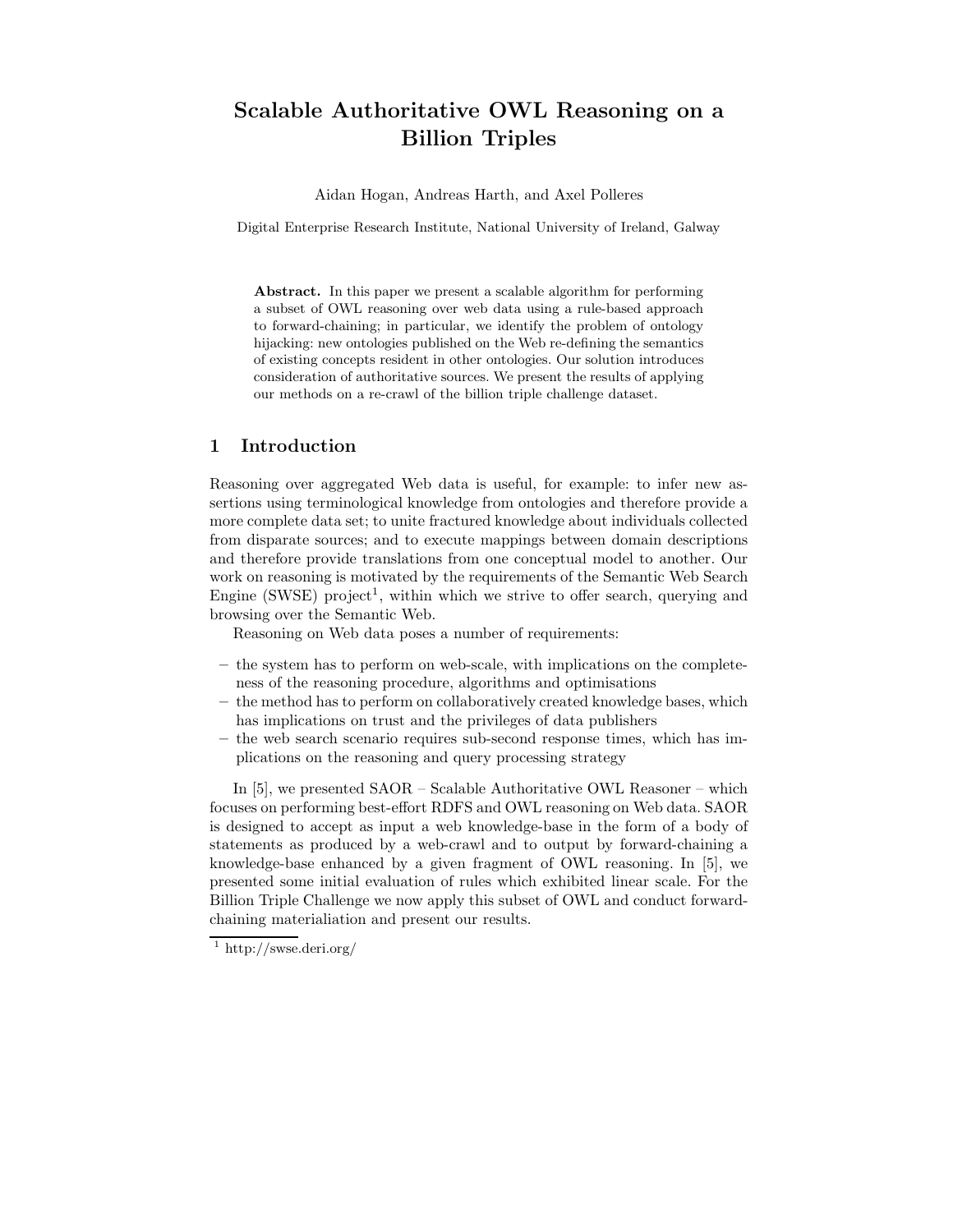# Scalable Authoritative OWL Reasoning on a Billion Triples

Aidan Hogan, Andreas Harth, and Axel Polleres

Digital Enterprise Research Institute, National University of Ireland, Galway

**Abstract.** In this paper we present a scalable algorithm for performing a subset of OWL reasoning over web data using a rule-based approach to forward-chaining; in particular, we identify the problem of ontology hijacking: new ontologies published on the Web re-defining the semantics of existing concepts resident in other ontologies. Our solution introduces consideration of authoritative sources. We present the results of applying our methods on a re-crawl of the billion triple challenge dataset.

## 1 Introduction

Reasoning over aggregated Web data is useful, for example: to infer new assertions using terminological knowledge from ontologies and therefore provide a more complete data set; to unite fractured knowledge about individuals collected from disparate sources; and to execute mappings between domain descriptions and therefore provide translations from one conceptual model to another. Our work on reasoning is motivated by the requirements of the Semantic Web Search Engine (SWSE) project[1], within which we strive to offer search, querying and browsing over the Semantic Web.

Reasoning on Web data poses a number of requirements:

– the system has to perform on web-scale, with implications on the completeness of the reasoning procedure, algorithms and optimisations
– the method has to perform on collaboratively created knowledge bases, which has implications on trust and the privileges of data publishers
– the web search scenario requires sub-second response times, which has implications on the reasoning and query processing strategy

In [5], we presented SAOR – Scalable Authoritative OWL Reasoner – which focuses on performing best-effort RDFS and OWL reasoning on Web data. SAOR is designed to accept as input a web knowledge-base in the form of a body of statements as produced by a web-crawl and to output by forward-chaining a knowledge-base enhanced by a given fragment of OWL reasoning. In [5], we presented some initial evaluation of rules which exhibited linear scale. For the Billion Triple Challenge we now apply this subset of OWL and conduct forward-chaining materialiation and present our results.

[1] http://swse.deri.org/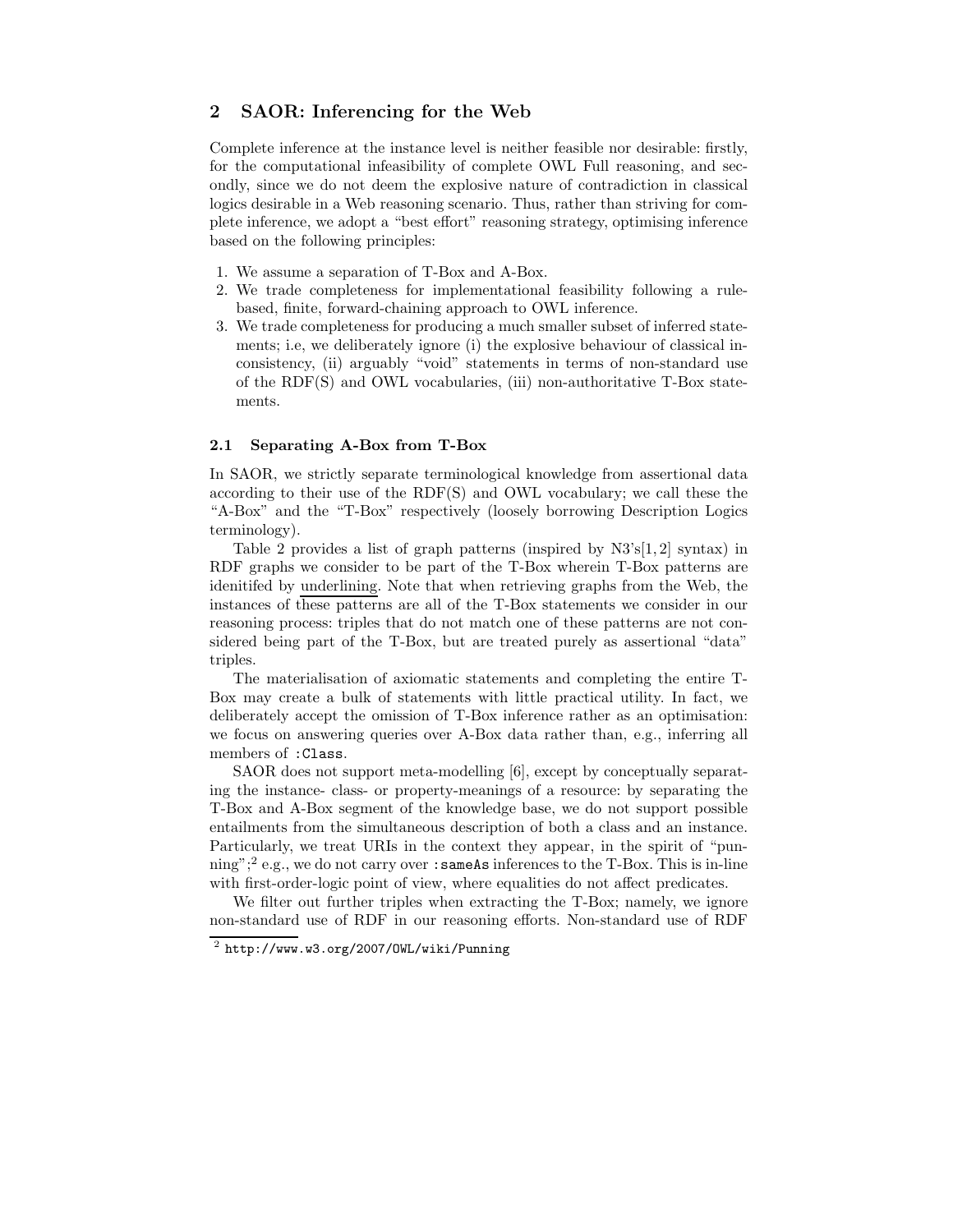## 2 SAOR: Inferencing for the Web

Complete inference at the instance level is neither feasible nor desirable: firstly, for the computational infeasibility of complete OWL Full reasoning, and secondly, since we do not deem the explosive nature of contradiction in classical logics desirable in a Web reasoning scenario. Thus, rather than striving for complete inference, we adopt a "best effort" reasoning strategy, optimising inference based on the following principles:

1. We assume a separation of T-Box and A-Box.
2. We trade completeness for implementational feasibility following a rule-based, finite, forward-chaining approach to OWL inference.
3. We trade completeness for producing a much smaller subset of inferred statements; i.e, we deliberately ignore (i) the explosive behaviour of classical inconsistency, (ii) arguably "void" statements in terms of non-standard use of the RDF(S) and OWL vocabularies, (iii) non-authoritative T-Box statements.

### 2.1 Separating A-Box from T-Box

In SAOR, we strictly separate terminological knowledge from assertional data according to their use of the RDF(S) and OWL vocabulary; we call these the "A-Box" and the "T-Box" respectively (loosely borrowing Description Logics terminology).

Table 2 provides a list of graph patterns (inspired by N3's[1, 2] syntax) in RDF graphs we consider to be part of the T-Box wherein T-Box patterns are idenitifed by underlining. Note that when retrieving graphs from the Web, the instances of these patterns are all of the T-Box statements we consider in our reasoning process: triples that do not match one of these patterns are not considered being part of the T-Box, but are treated purely as assertional "data" triples.

The materialisation of axiomatic statements and completing the entire T-Box may create a bulk of statements with little practical utility. In fact, we deliberately accept the omission of T-Box inference rather as an optimisation: we focus on answering queries over A-Box data rather than, e.g., inferring all members of `:Class`.

SAOR does not support meta-modelling [6], except by conceptually separating the instance- class- or property-meanings of a resource: by separating the T-Box and A-Box segment of the knowledge base, we do not support possible entailments from the simultaneous description of both a class and an instance. Particularly, we treat URIs in the context they appear, in the spirit of "punning";[2] e.g., we do not carry over `:sameAs` inferences to the T-Box. This is in-line with first-order-logic point of view, where equalities do not affect predicates.

We filter out further triples when extracting the T-Box; namely, we ignore non-standard use of RDF in our reasoning efforts. Non-standard use of RDF

[2] http://www.w3.org/2007/OWL/wiki/Punning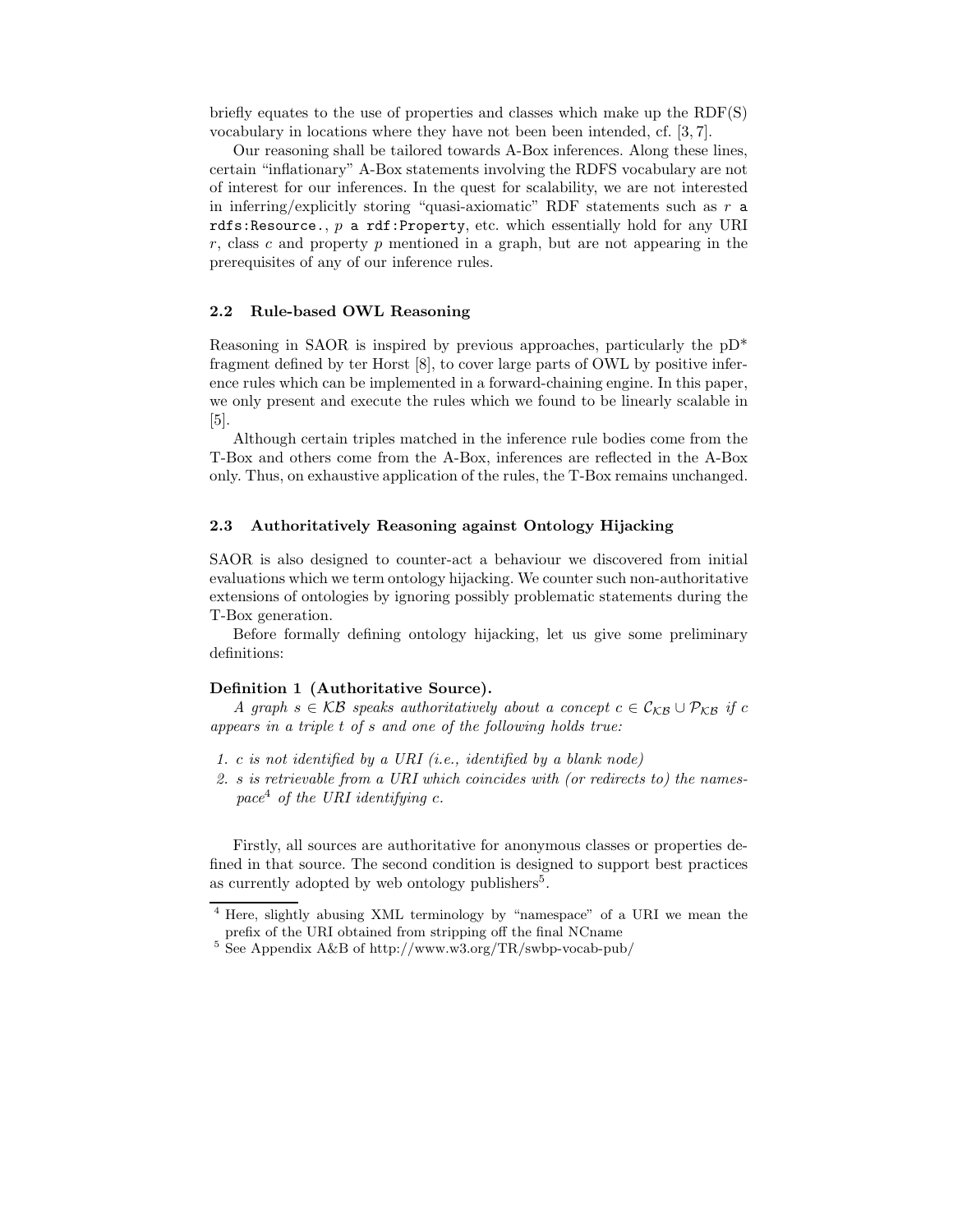briefly equates to the use of properties and classes which make up the RDF(S) vocabulary in locations where they have not been been intended, cf. [3, 7].

Our reasoning shall be tailored towards A-Box inferences. Along these lines, certain "inflationary" A-Box statements involving the RDFS vocabulary are not of interest for our inferences. In the quest for scalability, we are not interested in inferring/explicitly storing "quasi-axiomatic" RDF statements such as $r$ `a rdfs:Resource.`, $p$ `a rdf:Property`, etc. which essentially hold for any URI $r$, class $c$ and property $p$ mentioned in a graph, but are not appearing in the prerequisites of any of our inference rules.

### 2.2 Rule-based OWL Reasoning

Reasoning in SAOR is inspired by previous approaches, particularly the pD* fragment defined by ter Horst [8], to cover large parts of OWL by positive inference rules which can be implemented in a forward-chaining engine. In this paper, we only present and execute the rules which we found to be linearly scalable in [5].

Although certain triples matched in the inference rule bodies come from the T-Box and others come from the A-Box, inferences are reflected in the A-Box only. Thus, on exhaustive application of the rules, the T-Box remains unchanged.

### 2.3 Authoritatively Reasoning against Ontology Hijacking

SAOR is also designed to counter-act a behaviour we discovered from initial evaluations which we term ontology hijacking. We counter such non-authoritative extensions of ontologies by ignoring possibly problematic statements during the T-Box generation.

Before formally defining ontology hijacking, let us give some preliminary definitions:

**Definition 1 (Authoritative Source).**
*A graph $s \in \mathcal{KB}$ speaks authoritatively about a concept $c \in \mathcal{C}_{\mathcal{KB}} \cup \mathcal{P}_{\mathcal{KB}}$ if $c$ appears in a triple $t$ of $s$ and one of the following holds true:*

1. *$c$ is not identified by a URI (i.e., identified by a blank node)*
2. *$s$ is retrievable from a URI which coincides with (or redirects to) the namespace[4] of the URI identifying $c$.*

Firstly, all sources are authoritative for anonymous classes or properties defined in that source. The second condition is designed to support best practices as currently adopted by web ontology publishers[5].

[4] Here, slightly abusing XML terminology by "namespace" of a URI we mean the prefix of the URI obtained from stripping off the final NCname

[5] See Appendix A&B of http://www.w3.org/TR/swbp-vocab-pub/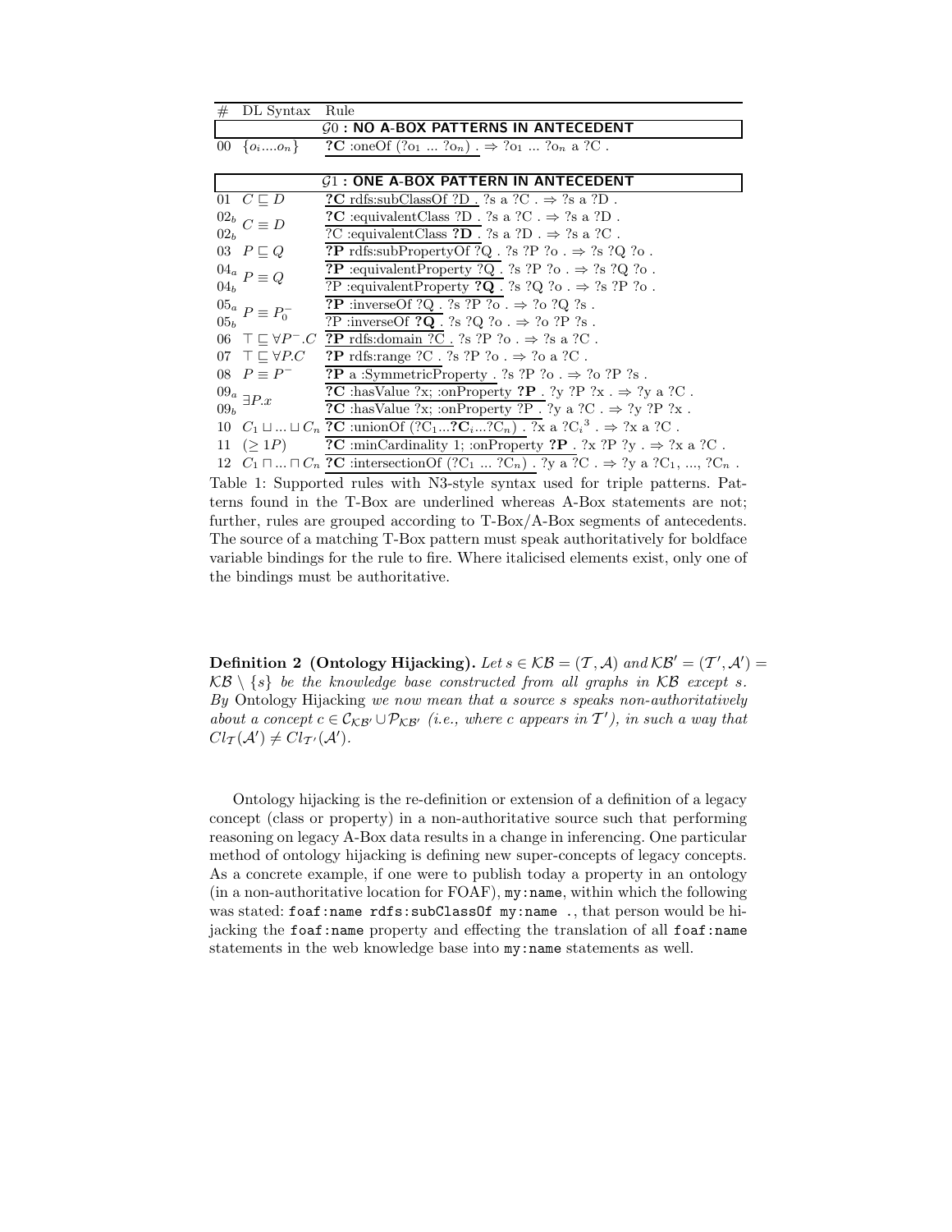| # | DL Syntax | Rule |
|---|---|---|
| | | $\mathcal{G}0$ : **NO A-BOX PATTERNS IN ANTECEDENT** |
| 00 | $\{o_i \ldots o_n\}$ | **?C** :oneOf (?o$_1$ ... ?o$_n$) . ⇒ ?o$_1$ ... ?o$_n$ a ?C . |
| | | $\mathcal{G}1$ : **ONE A-BOX PATTERN IN ANTECEDENT** |
| 01 | $C \sqsubseteq D$ | **?C** rdfs:subClassOf ?D . ?s a ?C . ⇒ ?s a ?D . |
| 02$_b$ | $C \equiv D$ | **?C** :equivalentClass ?D . ?s a ?C . ⇒ ?s a ?D . |
| 02$_b$ | | ?C :equivalentClass **?D** . ?s a ?D . ⇒ ?s a ?C . |
| 03 | $P \sqsubseteq Q$ | **?P** rdfs:subPropertyOf ?Q . ?s ?P ?o . ⇒ ?s ?Q ?o . |
| 04$_a$ | $P \equiv Q$ | **?P** :equivalentProperty ?Q . ?s ?P ?o . ⇒ ?s ?Q ?o . |
| 04$_b$ | | ?P :equivalentProperty **?Q** . ?s ?Q ?o . ⇒ ?s ?P ?o . |
| 05$_a$ | $P \equiv P_0^-$ | **?P** :inverseOf ?Q . ?s ?P ?o . ⇒ ?o ?Q ?s . |
| 05$_b$ | | ?P :inverseOf **?Q** . ?s ?Q ?o . ⇒ ?o ?P ?s . |
| 06 | $\top \sqsubseteq \forall P^-.C$ | **?P** rdfs:domain ?C . ?s ?P ?o . ⇒ ?s a ?C . |
| 07 | $\top \sqsubseteq \forall P.C$ | **?P** rdfs:range ?C . ?s ?P ?o . ⇒ ?o a ?C . |
| 08 | $P \equiv P^-$ | **?P** a :SymmetricProperty . ?s ?P ?o . ⇒ ?o ?P ?s . |
| 09$_a$ | $\exists P.x$ | **?C** :hasValue ?x; :onProperty **?P** . ?y ?P ?x . ⇒ ?y a ?C . |
| 09$_b$ | | **?C** :hasValue ?x; :onProperty ?P . ?y a ?C . ⇒ ?y ?P ?x . |
| 10 | $C_1 \sqcup ... \sqcup C_n$ | **?C** :unionOf (?C$_1$...**?C$_i$**...?C$_n$) . ?x a ?C$_i$[3] . ⇒ ?x a ?C . |
| 11 | $(\geq 1P)$ | **?C** :minCardinality 1; :onProperty **?P** . ?x ?P ?y . ⇒ ?x a ?C . |
| 12 | $C_1 \sqcap ... \sqcap C_n$ | **?C** :intersectionOf (?C$_1$ ... ?C$_n$) . ?y a ?C . ⇒ ?y a ?C$_1$, ..., ?C$_n$ . |

Table 1: Supported rules with N3-style syntax used for triple patterns. Patterns found in the T-Box are underlined whereas A-Box statements are not; further, rules are grouped according to T-Box/A-Box segments of antecedents. The source of a matching T-Box pattern must speak authoritatively for boldface variable bindings for the rule to fire. Where italicised elements exist, only one of the bindings must be authoritative.

**Definition 2 (Ontology Hijacking).** *Let* $s \in \mathcal{KB} = (\mathcal{T}, \mathcal{A})$ *and* $\mathcal{KB}' = (\mathcal{T}', \mathcal{A}') = \mathcal{KB} \setminus \{s\}$ *be the knowledge base constructed from all graphs in* $\mathcal{KB}$ *except* $s$*. By* Ontology Hijacking *we now mean that a source* $s$ *speaks non-authoritatively about a concept* $c \in \mathcal{C}_{\mathcal{KB}'} \cup \mathcal{P}_{\mathcal{KB}'}$ *(i.e., where* $c$ *appears in* $\mathcal{T}'$*), in such a way that* $Cl_{\mathcal{T}}(\mathcal{A}') \neq Cl_{\mathcal{T}'}(\mathcal{A}')$*.*

Ontology hijacking is the re-definition or extension of a definition of a legacy concept (class or property) in a non-authoritative source such that performing reasoning on legacy A-Box data results in a change in inferencing. One particular method of ontology hijacking is defining new super-concepts of legacy concepts. As a concrete example, if one were to publish today a property in an ontology (in a non-authoritative location for FOAF), `my:name`, within which the following was stated: `foaf:name rdfs:subClassOf my:name .`, that person would be hijacking the `foaf:name` property and effecting the translation of all `foaf:name` statements in the web knowledge base into `my:name` statements as well.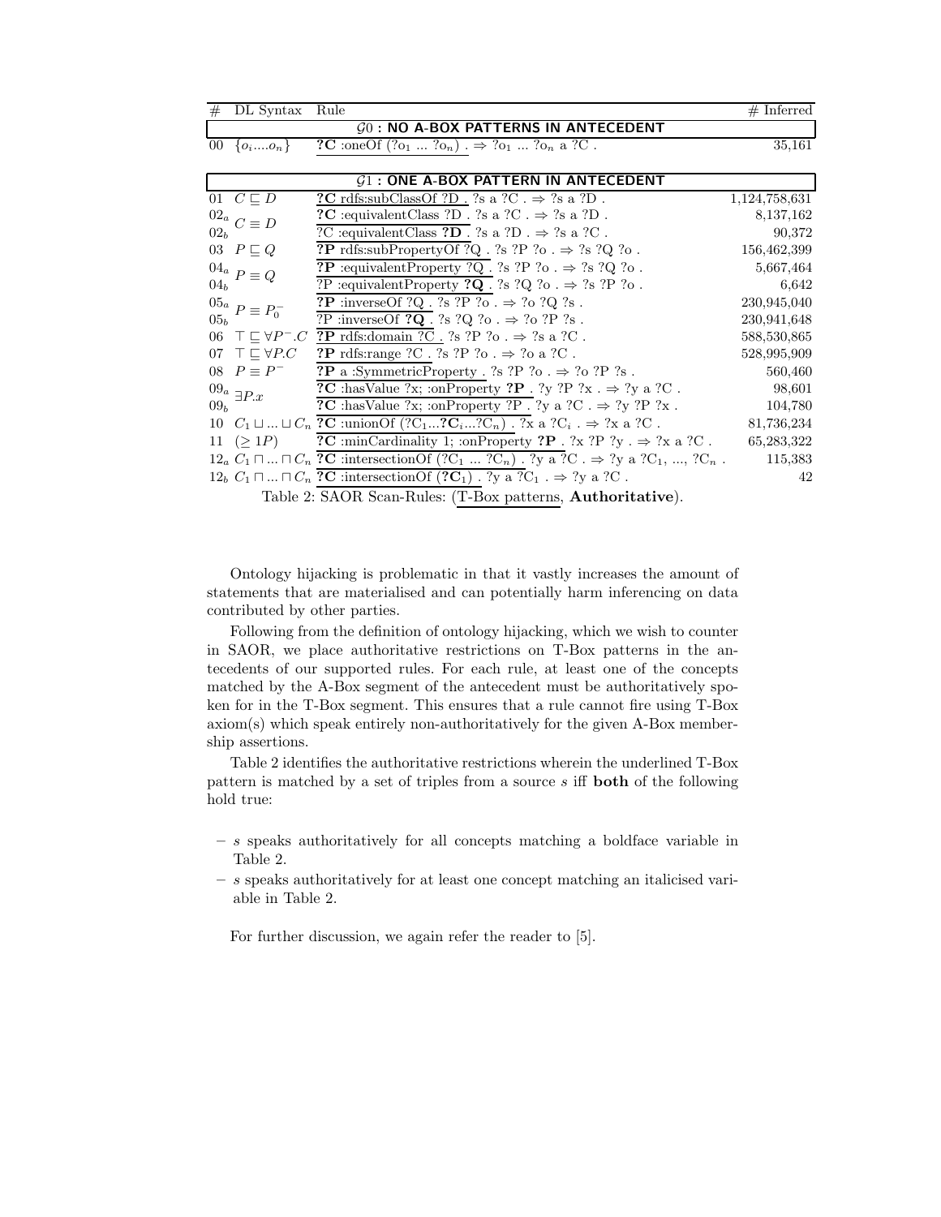| # | DL Syntax | Rule | # Inferred |
|---|---|---|---|
| | | **$\mathcal{G}0$ : NO A-BOX PATTERNS IN ANTECEDENT** | |
| 00 | $\{o_i....o_n\}$ | **?C** :oneOf (?o$_1$ ... ?o$_n$) . ⇒ ?o$_1$ ... ?o$_n$ a ?C . | 35,161 |
| | | **$\mathcal{G}1$ : ONE A-BOX PATTERN IN ANTECEDENT** | |
| 01 | $C \sqsubseteq D$ | **?C** rdfs:subClassOf ?D . ?s a ?C . ⇒ ?s a ?D . | 1,124,758,631 |
| 02$_a$ | $C \equiv D$ | **?C** :equivalentClass ?D . ?s a ?C . ⇒ ?s a ?D . | 8,137,162 |
| 02$_b$ | | ?C :equivalentClass **?D** . ?s a ?D . ⇒ ?s a ?C . | 90,372 |
| 03 | $P \sqsubseteq Q$ | **?P** rdfs:subPropertyOf ?Q . ?s ?P ?o . ⇒ ?s ?Q ?o . | 156,462,399 |
| 04$_a$ | $P \equiv Q$ | **?P** :equivalentProperty ?Q . ?s ?P ?o . ⇒ ?s ?Q ?o . | 5,667,464 |
| 04$_b$ | | ?P :equivalentProperty **?Q** . ?s ?Q ?o . ⇒ ?s ?P ?o . | 6,642 |
| 05$_a$ | $P \equiv P_0^-$ | **?P** :inverseOf ?Q . ?s ?P ?o . ⇒ ?o ?Q ?s . | 230,945,040 |
| 05$_b$ | | ?P :inverseOf **?Q** . ?s ?Q ?o . ⇒ ?o ?P ?s . | 230,941,648 |
| 06 | $\top \sqsubseteq \forall P^-.C$ | **?P** rdfs:domain ?C . ?s ?P ?o . ⇒ ?s a ?C . | 588,530,865 |
| 07 | $\top \sqsubseteq \forall P.C$ | **?P** rdfs:range ?C . ?s ?P ?o . ⇒ ?o a ?C . | 528,995,909 |
| 08 | $P \equiv P^-$ | **?P** a :SymmetricProperty . ?s ?P ?o . ⇒ ?o ?P ?s . | 560,460 |
| 09$_a$ | $\exists P.x$ | **?C** :hasValue ?x; :onProperty **?P** . ?y ?P ?x . ⇒ ?y a ?C . | 98,601 |
| 09$_b$ | | **?C** :hasValue ?x; :onProperty ?P . ?y a ?C . ⇒ ?y ?P ?x . | 104,780 |
| 10 | $C_1 \sqcup ... \sqcup C_n$ | **?C** :unionOf (?C$_1$...**?C$_i$**...?C$_n$) . ?x a ?C$_i$ . ⇒ ?x a ?C . | 81,736,234 |
| 11 | $(\geq 1P)$ | **?C** :minCardinality 1; :onProperty **?P** . ?x ?P ?y . ⇒ ?x a ?C . | 65,283,322 |
| 12$_a$ | $C_1 \sqcap ... \sqcap C_n$ | **?C** :intersectionOf (?C$_1$ ... ?C$_n$) . ?y a ?C . ⇒ ?y a ?C$_1$, ..., ?C$_n$ . | 115,383 |
| 12$_b$ | $C_1 \sqcap ... \sqcap C_n$ | **?C** :intersectionOf (**?C$_1$**) . ?y a ?C$_1$ . ⇒ ?y a ?C . | 42 |

Table 2: SAOR Scan-Rules: (T-Box patterns, **Authoritative**).

Ontology hijacking is problematic in that it vastly increases the amount of statements that are materialised and can potentially harm inferencing on data contributed by other parties.

Following from the definition of ontology hijacking, which we wish to counter in SAOR, we place authoritative restrictions on T-Box patterns in the antecedents of our supported rules. For each rule, at least one of the concepts matched by the A-Box segment of the antecedent must be authoritatively spoken for in the T-Box segment. This ensures that a rule cannot fire using T-Box axiom(s) which speak entirely non-authoritatively for the given A-Box membership assertions.

Table 2 identifies the authoritative restrictions wherein the underlined T-Box pattern is matched by a set of triples from a source $s$ iff **both** of the following hold true:

- $s$ speaks authoritatively for all concepts matching a boldface variable in Table 2.
- $s$ speaks authoritatively for at least one concept matching an italicised variable in Table 2.

For further discussion, we again refer the reader to [5].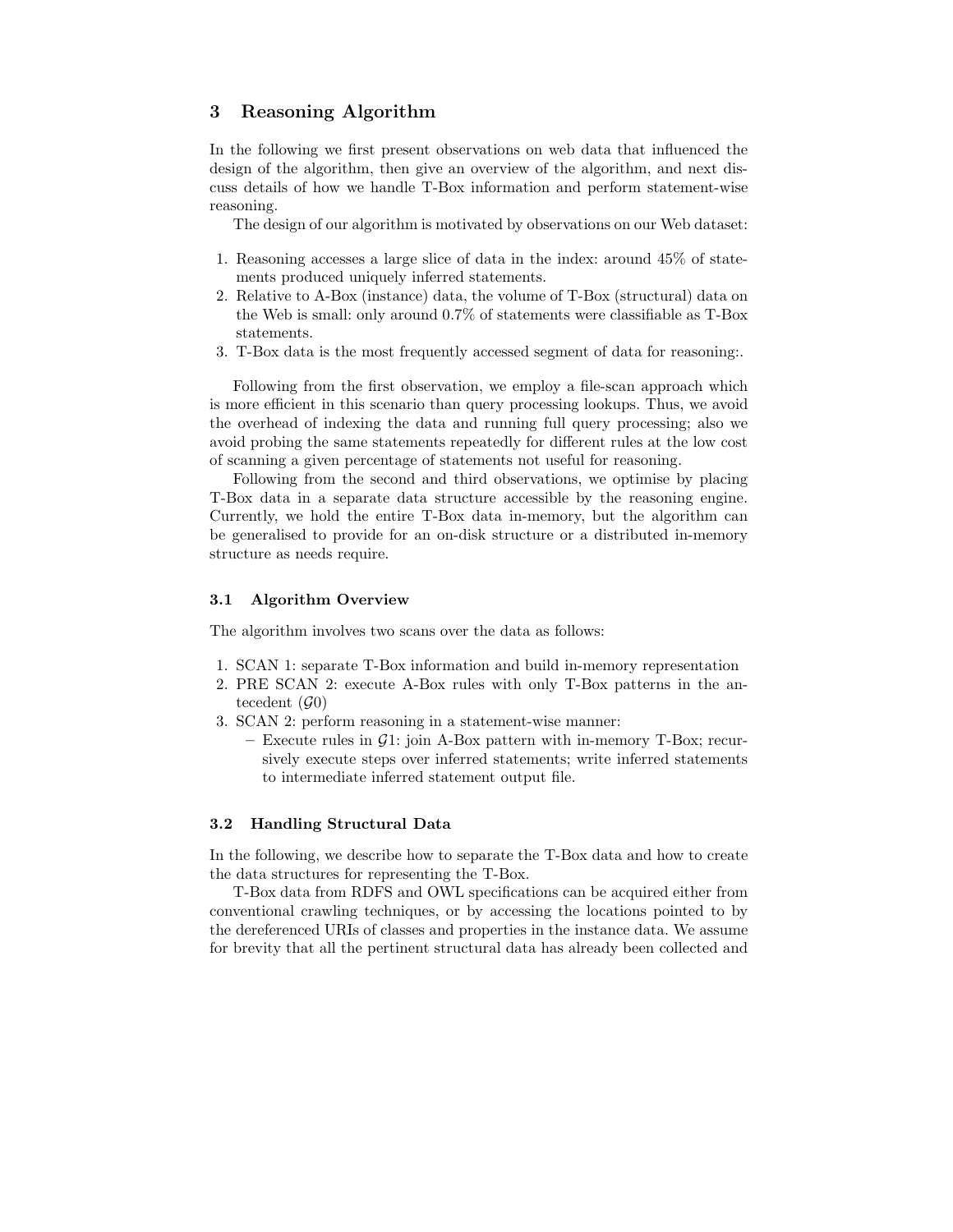## 3 Reasoning Algorithm

In the following we first present observations on web data that influenced the design of the algorithm, then give an overview of the algorithm, and next discuss details of how we handle T-Box information and perform statement-wise reasoning.

The design of our algorithm is motivated by observations on our Web dataset:

1. Reasoning accesses a large slice of data in the index: around 45% of statements produced uniquely inferred statements.
2. Relative to A-Box (instance) data, the volume of T-Box (structural) data on the Web is small: only around 0.7% of statements were classifiable as T-Box statements.
3. T-Box data is the most frequently accessed segment of data for reasoning:.

Following from the first observation, we employ a file-scan approach which is more efficient in this scenario than query processing lookups. Thus, we avoid the overhead of indexing the data and running full query processing; also we avoid probing the same statements repeatedly for different rules at the low cost of scanning a given percentage of statements not useful for reasoning.

Following from the second and third observations, we optimise by placing T-Box data in a separate data structure accessible by the reasoning engine. Currently, we hold the entire T-Box data in-memory, but the algorithm can be generalised to provide for an on-disk structure or a distributed in-memory structure as needs require.

### 3.1 Algorithm Overview

The algorithm involves two scans over the data as follows:

1. SCAN 1: separate T-Box information and build in-memory representation
2. PRE SCAN 2: execute A-Box rules with only T-Box patterns in the antecedent ($\mathcal{G}0$)
3. SCAN 2: perform reasoning in a statement-wise manner:
   - Execute rules in $\mathcal{G}1$: join A-Box pattern with in-memory T-Box; recursively execute steps over inferred statements; write inferred statements to intermediate inferred statement output file.

### 3.2 Handling Structural Data

In the following, we describe how to separate the T-Box data and how to create the data structures for representing the T-Box.

T-Box data from RDFS and OWL specifications can be acquired either from conventional crawling techniques, or by accessing the locations pointed to by the dereferenced URIs of classes and properties in the instance data. We assume for brevity that all the pertinent structural data has already been collected and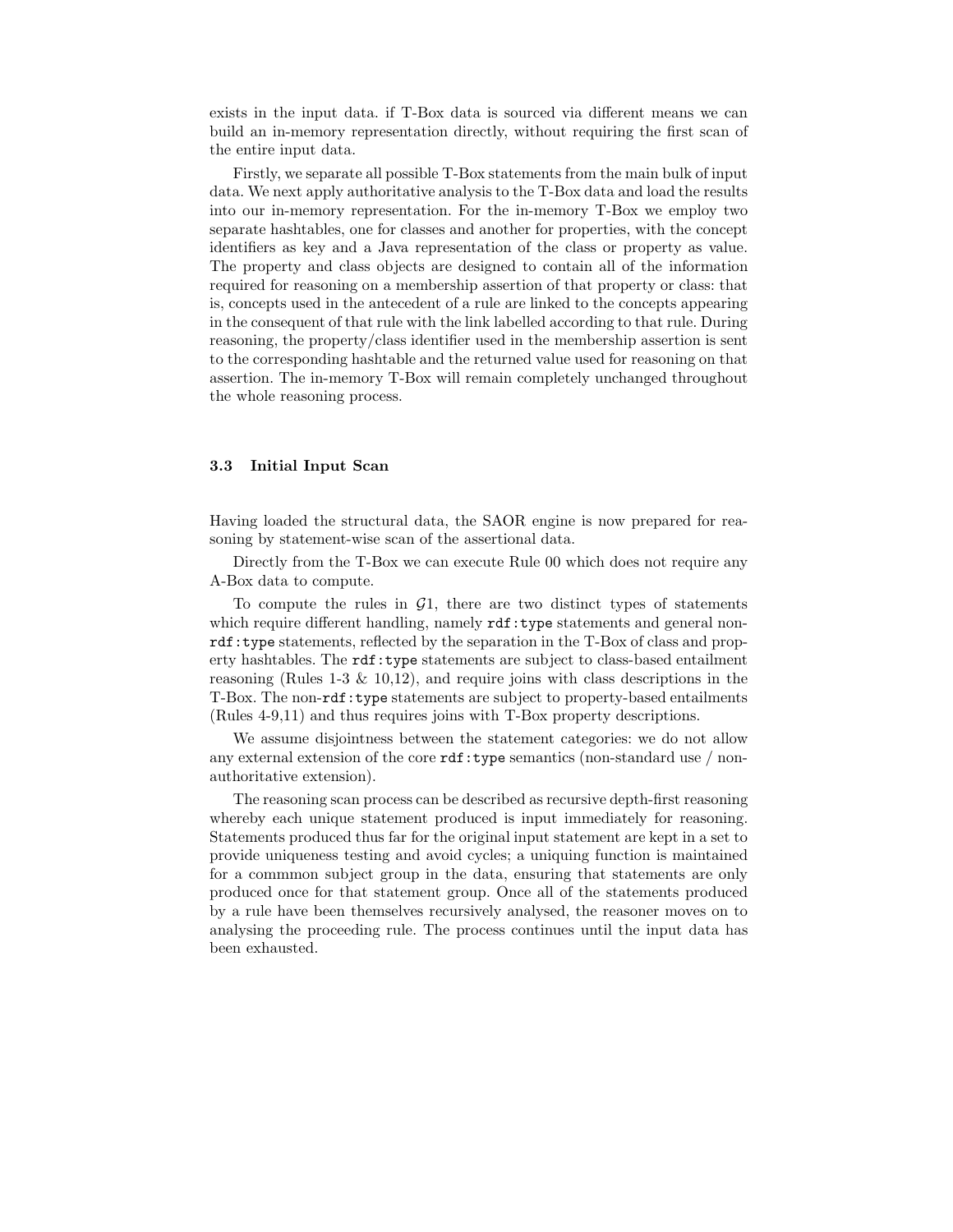exists in the input data. if T-Box data is sourced via different means we can build an in-memory representation directly, without requiring the first scan of the entire input data.

Firstly, we separate all possible T-Box statements from the main bulk of input data. We next apply authoritative analysis to the T-Box data and load the results into our in-memory representation. For the in-memory T-Box we employ two separate hashtables, one for classes and another for properties, with the concept identifiers as key and a Java representation of the class or property as value. The property and class objects are designed to contain all of the information required for reasoning on a membership assertion of that property or class: that is, concepts used in the antecedent of a rule are linked to the concepts appearing in the consequent of that rule with the link labelled according to that rule. During reasoning, the property/class identifier used in the membership assertion is sent to the corresponding hashtable and the returned value used for reasoning on that assertion. The in-memory T-Box will remain completely unchanged throughout the whole reasoning process.

### 3.3 Initial Input Scan

Having loaded the structural data, the SAOR engine is now prepared for reasoning by statement-wise scan of the assertional data.

Directly from the T-Box we can execute Rule 00 which does not require any A-Box data to compute.

To compute the rules in $\mathcal{G}1$, there are two distinct types of statements which require different handling, namely `rdf:type` statements and general non-`rdf:type` statements, reflected by the separation in the T-Box of class and property hashtables. The `rdf:type` statements are subject to class-based entailment reasoning (Rules 1-3 & 10,12), and require joins with class descriptions in the T-Box. The non-`rdf:type` statements are subject to property-based entailments (Rules 4-9,11) and thus requires joins with T-Box property descriptions.

We assume disjointness between the statement categories: we do not allow any external extension of the core `rdf:type` semantics (non-standard use / non-authoritative extension).

The reasoning scan process can be described as recursive depth-first reasoning whereby each unique statement produced is input immediately for reasoning. Statements produced thus far for the original input statement are kept in a set to provide uniqueness testing and avoid cycles; a uniquing function is maintained for a commmon subject group in the data, ensuring that statements are only produced once for that statement group. Once all of the statements produced by a rule have been themselves recursively analysed, the reasoner moves on to analysing the proceeding rule. The process continues until the input data has been exhausted.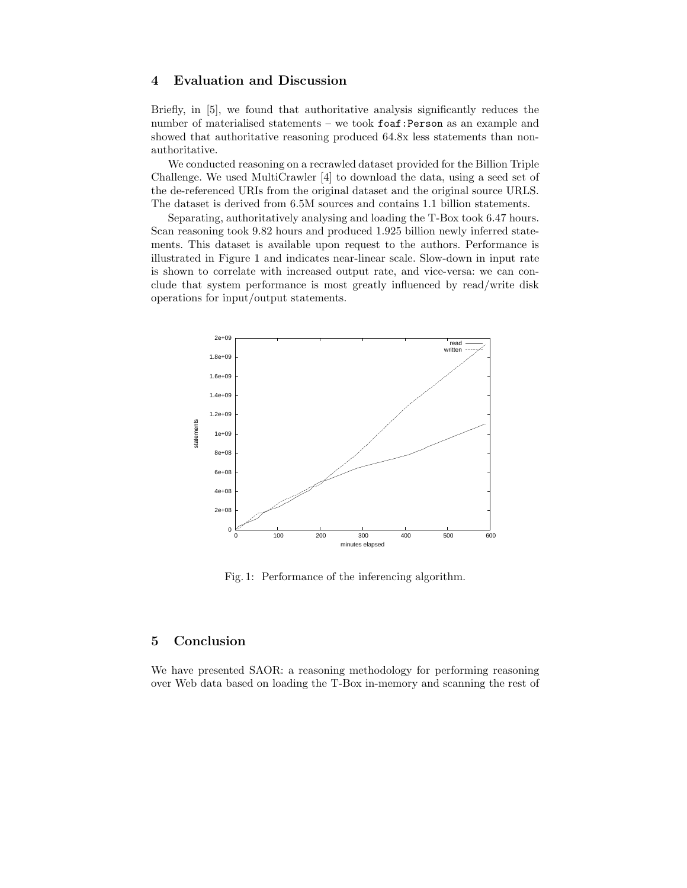## 4 Evaluation and Discussion

Briefly, in [5], we found that authoritative analysis significantly reduces the number of materialised statements – we took `foaf:Person` as an example and showed that authoritative reasoning produced 64.8x less statements than non-authoritative.

We conducted reasoning on a recrawled dataset provided for the Billion Triple Challenge. We used MultiCrawler [4] to download the data, using a seed set of the de-referenced URIs from the original dataset and the original source URLS. The dataset is derived from 6.5M sources and contains 1.1 billion statements.

Separating, authoritatively analysing and loading the T-Box took 6.47 hours. Scan reasoning took 9.82 hours and produced 1.925 billion newly inferred statements. This dataset is available upon request to the authors. Performance is illustrated in Figure 1 and indicates near-linear scale. Slow-down in input rate is shown to correlate with increased output rate, and vice-versa: we can conclude that system performance is most greatly influenced by read/write disk operations for input/output statements.

Fig. 1: Performance of the inferencing algorithm.

## 5 Conclusion

We have presented SAOR: a reasoning methodology for performing reasoning over Web data based on loading the T-Box in-memory and scanning the rest of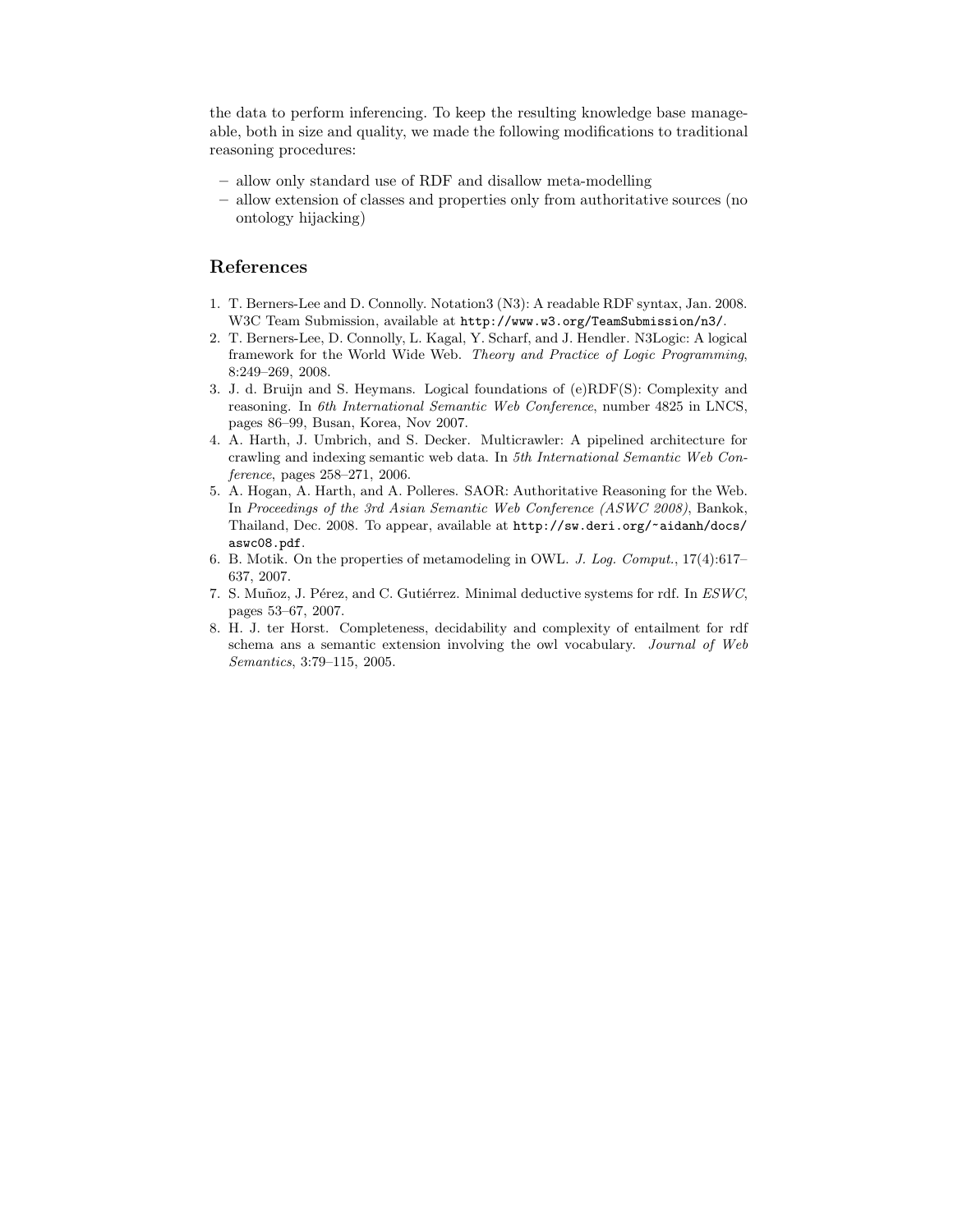the data to perform inferencing. To keep the resulting knowledge base manageable, both in size and quality, we made the following modifications to traditional reasoning procedures:

- allow only standard use of RDF and disallow meta-modelling
- allow extension of classes and properties only from authoritative sources (no ontology hijacking)

## References

1. T. Berners-Lee and D. Connolly. Notation3 (N3): A readable RDF syntax, Jan. 2008. W3C Team Submission, available at `http://www.w3.org/TeamSubmission/n3/`.
2. T. Berners-Lee, D. Connolly, L. Kagal, Y. Scharf, and J. Hendler. N3Logic: A logical framework for the World Wide Web. *Theory and Practice of Logic Programming*, 8:249–269, 2008.
3. J. d. Bruijn and S. Heymans. Logical foundations of (e)RDF(S): Complexity and reasoning. In *6th International Semantic Web Conference*, number 4825 in LNCS, pages 86–99, Busan, Korea, Nov 2007.
4. A. Harth, J. Umbrich, and S. Decker. Multicrawler: A pipelined architecture for crawling and indexing semantic web data. In *5th International Semantic Web Conference*, pages 258–271, 2006.
5. A. Hogan, A. Harth, and A. Polleres. SAOR: Authoritative Reasoning for the Web. In *Proceedings of the 3rd Asian Semantic Web Conference (ASWC 2008)*, Bankok, Thailand, Dec. 2008. To appear, available at `http://sw.deri.org/~aidanh/docs/aswc08.pdf`.
6. B. Motik. On the properties of metamodeling in OWL. *J. Log. Comput.*, 17(4):617–637, 2007.
7. S. Muñoz, J. Pérez, and C. Gutiérrez. Minimal deductive systems for rdf. In *ESWC*, pages 53–67, 2007.
8. H. J. ter Horst. Completeness, decidability and complexity of entailment for rdf schema ans a semantic extension involving the owl vocabulary. *Journal of Web Semantics*, 3:79–115, 2005.